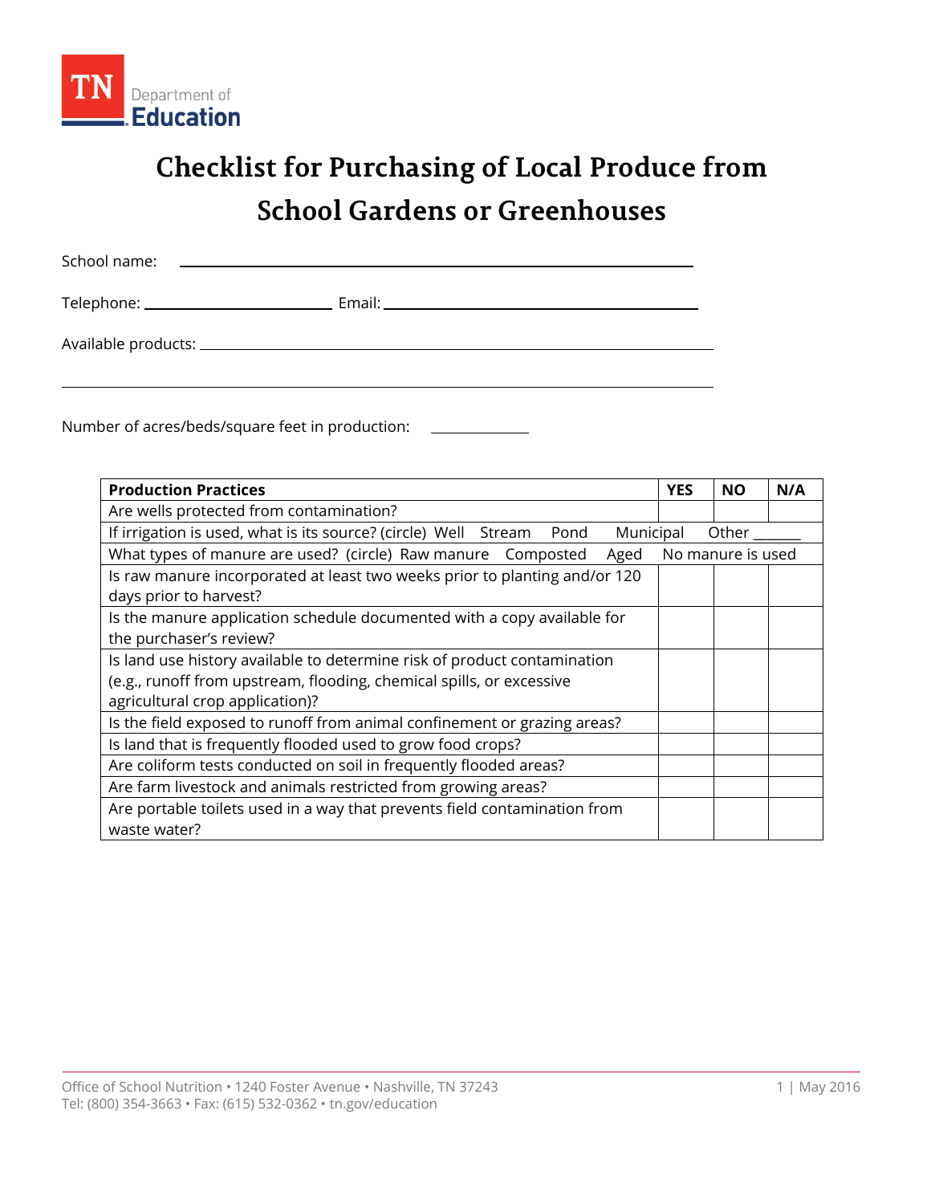# Checklist for Purchasing of Local Produce from School Gardens or Greenhouses

School name: ______________________________________________

Telephone: ____________________ Email: ______________________________

Available products: ______________________________________________

______________________________________________

Number of acres/beds/square feet in production: __________

| Production Practices | YES | NO | N/A |
|---|---|---|---|
| Are wells protected from contamination? | | | |
| If irrigation is used, what is its source? (circle) Well Stream Pond Municipal Other _____ | | | |
| What types of manure are used? (circle) Raw manure Composted Aged No manure is used | | | |
| Is raw manure incorporated at least two weeks prior to planting and/or 120 days prior to harvest? | | | |
| Is the manure application schedule documented with a copy available for the purchaser's review? | | | |
| Is land use history available to determine risk of product contamination (e.g., runoff from upstream, flooding, chemical spills, or excessive agricultural crop application)? | | | |
| Is the field exposed to runoff from animal confinement or grazing areas? | | | |
| Is land that is frequently flooded used to grow food crops? | | | |
| Are coliform tests conducted on soil in frequently flooded areas? | | | |
| Are farm livestock and animals restricted from growing areas? | | | |
| Are portable toilets used in a way that prevents field contamination from waste water? | | | |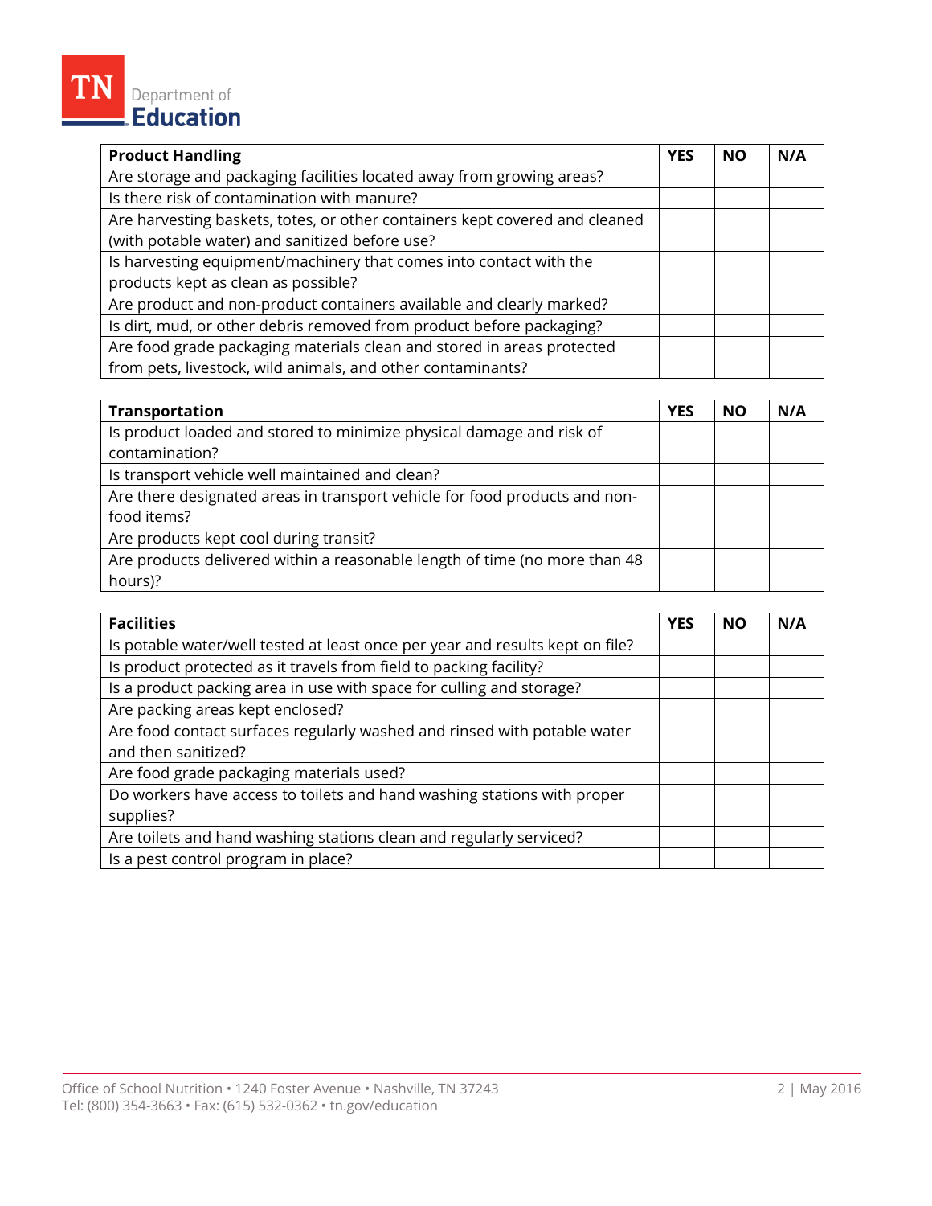| Product Handling | YES | NO | N/A |
| --- | --- | --- | --- |
| Are storage and packaging facilities located away from growing areas? | | | |
| Is there risk of contamination with manure? | | | |
| Are harvesting baskets, totes, or other containers kept covered and cleaned (with potable water) and sanitized before use? | | | |
| Is harvesting equipment/machinery that comes into contact with the products kept as clean as possible? | | | |
| Are product and non-product containers available and clearly marked? | | | |
| Is dirt, mud, or other debris removed from product before packaging? | | | |
| Are food grade packaging materials clean and stored in areas protected from pets, livestock, wild animals, and other contaminants? | | | |

| Transportation | YES | NO | N/A |
| --- | --- | --- | --- |
| Is product loaded and stored to minimize physical damage and risk of contamination? | | | |
| Is transport vehicle well maintained and clean? | | | |
| Are there designated areas in transport vehicle for food products and non-food items? | | | |
| Are products kept cool during transit? | | | |
| Are products delivered within a reasonable length of time (no more than 48 hours)? | | | |

| Facilities | YES | NO | N/A |
| --- | --- | --- | --- |
| Is potable water/well tested at least once per year and results kept on file? | | | |
| Is product protected as it travels from field to packing facility? | | | |
| Is a product packing area in use with space for culling and storage? | | | |
| Are packing areas kept enclosed? | | | |
| Are food contact surfaces regularly washed and rinsed with potable water and then sanitized? | | | |
| Are food grade packaging materials used? | | | |
| Do workers have access to toilets and hand washing stations with proper supplies? | | | |
| Are toilets and hand washing stations clean and regularly serviced? | | | |
| Is a pest control program in place? | | | |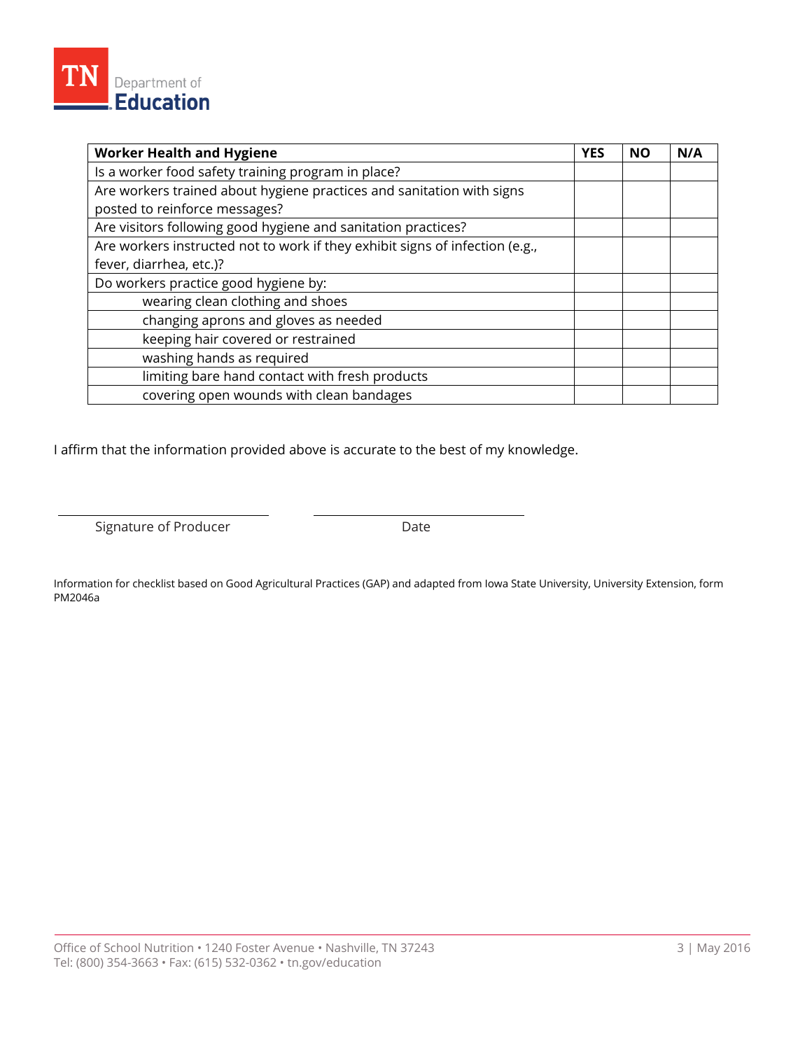| Worker Health and Hygiene | YES | NO | N/A |
|---|---|---|---|
| Is a worker food safety training program in place? | | | |
| Are workers trained about hygiene practices and sanitation with signs posted to reinforce messages? | | | |
| Are visitors following good hygiene and sanitation practices? | | | |
| Are workers instructed not to work if they exhibit signs of infection (e.g., fever, diarrhea, etc.)? | | | |
| Do workers practice good hygiene by: | | | |
| wearing clean clothing and shoes | | | |
| changing aprons and gloves as needed | | | |
| keeping hair covered or restrained | | | |
| washing hands as required | | | |
| limiting bare hand contact with fresh products | | | |
| covering open wounds with clean bandages | | | |

I affirm that the information provided above is accurate to the best of my knowledge.

\_\_\_\_\_\_\_\_\_\_\_\_\_\_\_\_\_\_\_\_\_\_\_\_\_\_\_\_ &nbsp;&nbsp;&nbsp;&nbsp; \_\_\_\_\_\_\_\_\_\_\_\_\_\_\_\_\_\_\_\_\_\_\_\_\_\_\_\_

Signature of Producer &nbsp;&nbsp;&nbsp;&nbsp;&nbsp;&nbsp;&nbsp;&nbsp;&nbsp;&nbsp;&nbsp;&nbsp;&nbsp;&nbsp;&nbsp;&nbsp;&nbsp;&nbsp;&nbsp;&nbsp; Date

Information for checklist based on Good Agricultural Practices (GAP) and adapted from Iowa State University, University Extension, form PM2046a

Office of School Nutrition • 1240 Foster Avenue • Nashville, TN 37243
Tel: (800) 354-3663 • Fax: (615) 532-0362 • tn.gov/education